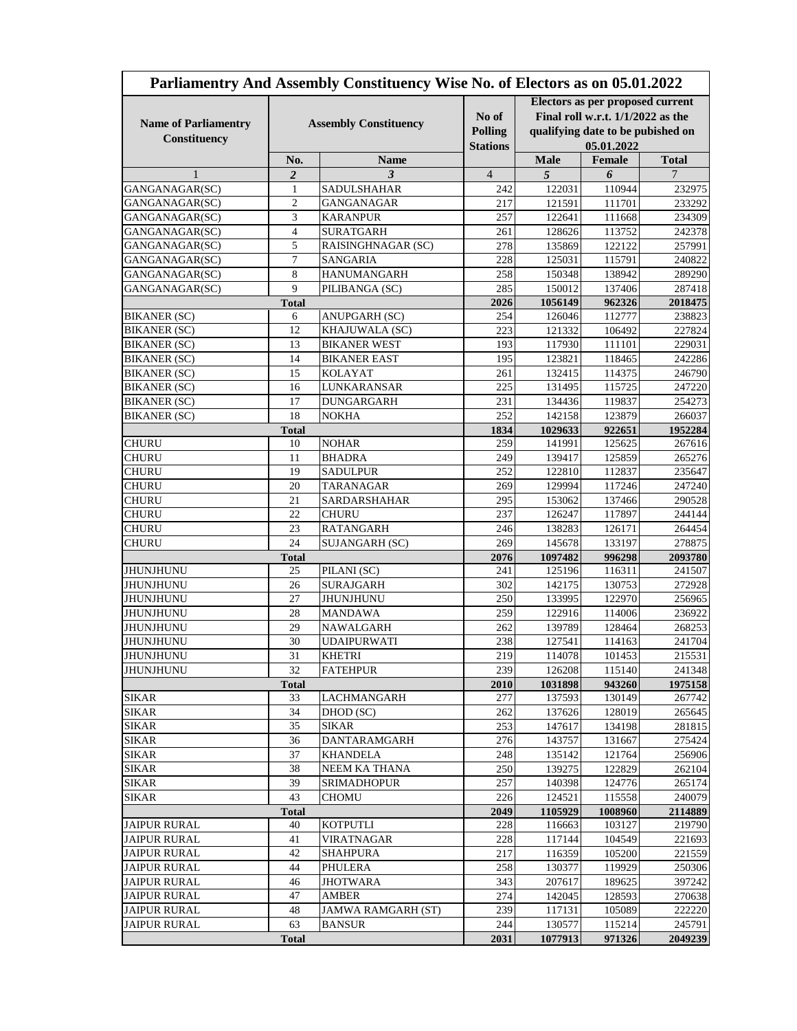# Parliamentry And Assembly Constituency Wise No. of Electors as on 05.01.2022

| Name of Parliamentry Constituency | Assembly Constituency | | No of Polling Stations | Electors as per proposed current Final roll w.r.t. 1/1/2022 as the qualifying date to be pubished on 05.01.2022 | | |
|---|---|---|---|---|---|---|
| | No. | Name | | Male | Female | Total |
| 1 | 2 | 3 | 4 | 5 | 6 | 7 |
| GANGANAGAR(SC) | 1 | SADULSHAHAR | 242 | 122031 | 110944 | 232975 |
| GANGANAGAR(SC) | 2 | GANGANAGAR | 217 | 121591 | 111701 | 233292 |
| GANGANAGAR(SC) | 3 | KARANPUR | 257 | 122641 | 111668 | 234309 |
| GANGANAGAR(SC) | 4 | SURATGARH | 261 | 128626 | 113752 | 242378 |
| GANGANAGAR(SC) | 5 | RAISINGHNAGAR (SC) | 278 | 135869 | 122122 | 257991 |
| GANGANAGAR(SC) | 7 | SANGARIA | 228 | 125031 | 115791 | 240822 |
| GANGANAGAR(SC) | 8 | HANUMANGARH | 258 | 150348 | 138942 | 289290 |
| GANGANAGAR(SC) | 9 | PILIBANGA (SC) | 285 | 150012 | 137406 | 287418 |
| **Total** | | | **2026** | **1056149** | **962326** | **2018475** |
| BIKANER (SC) | 6 | ANUPGARH (SC) | 254 | 126046 | 112777 | 238823 |
| BIKANER (SC) | 12 | KHAJUWALA (SC) | 223 | 121332 | 106492 | 227824 |
| BIKANER (SC) | 13 | BIKANER WEST | 193 | 117930 | 111101 | 229031 |
| BIKANER (SC) | 14 | BIKANER EAST | 195 | 123821 | 118465 | 242286 |
| BIKANER (SC) | 15 | KOLAYAT | 261 | 132415 | 114375 | 246790 |
| BIKANER (SC) | 16 | LUNKARANSAR | 225 | 131495 | 115725 | 247220 |
| BIKANER (SC) | 17 | DUNGARGARH | 231 | 134436 | 119837 | 254273 |
| BIKANER (SC) | 18 | NOKHA | 252 | 142158 | 123879 | 266037 |
| **Total** | | | **1834** | **1029633** | **922651** | **1952284** |
| CHURU | 10 | NOHAR | 259 | 141991 | 125625 | 267616 |
| CHURU | 11 | BHADRA | 249 | 139417 | 125859 | 265276 |
| CHURU | 19 | SADULPUR | 252 | 122810 | 112837 | 235647 |
| CHURU | 20 | TARANAGAR | 269 | 129994 | 117246 | 247240 |
| CHURU | 21 | SARDARSHAHAR | 295 | 153062 | 137466 | 290528 |
| CHURU | 22 | CHURU | 237 | 126247 | 117897 | 244144 |
| CHURU | 23 | RATANGARH | 246 | 138283 | 126171 | 264454 |
| CHURU | 24 | SUJANGARH (SC) | 269 | 145678 | 133197 | 278875 |
| **Total** | | | **2076** | **1097482** | **996298** | **2093780** |
| JHUNJHUNU | 25 | PILANI (SC) | 241 | 125196 | 116311 | 241507 |
| JHUNJHUNU | 26 | SURAJGARH | 302 | 142175 | 130753 | 272928 |
| JHUNJHUNU | 27 | JHUNJHUNU | 250 | 133995 | 122970 | 256965 |
| JHUNJHUNU | 28 | MANDAWA | 259 | 122916 | 114006 | 236922 |
| JHUNJHUNU | 29 | NAWALGARH | 262 | 139789 | 128464 | 268253 |
| JHUNJHUNU | 30 | UDAIPURWATI | 238 | 127541 | 114163 | 241704 |
| JHUNJHUNU | 31 | KHETRI | 219 | 114078 | 101453 | 215531 |
| JHUNJHUNU | 32 | FATEHPUR | 239 | 126208 | 115140 | 241348 |
| **Total** | | | **2010** | **1031898** | **943260** | **1975158** |
| SIKAR | 33 | LACHMANGARH | 277 | 137593 | 130149 | 267742 |
| SIKAR | 34 | DHOD (SC) | 262 | 137626 | 128019 | 265645 |
| SIKAR | 35 | SIKAR | 253 | 147617 | 134198 | 281815 |
| SIKAR | 36 | DANTARAMGARH | 276 | 143757 | 131667 | 275424 |
| SIKAR | 37 | KHANDELA | 248 | 135142 | 121764 | 256906 |
| SIKAR | 38 | NEEM KA THANA | 250 | 139275 | 122829 | 262104 |
| SIKAR | 39 | SRIMADHOPUR | 257 | 140398 | 124776 | 265174 |
| SIKAR | 43 | CHOMU | 226 | 124521 | 115558 | 240079 |
| **Total** | | | **2049** | **1105929** | **1008960** | **2114889** |
| JAIPUR RURAL | 40 | KOTPUTLI | 228 | 116663 | 103127 | 219790 |
| JAIPUR RURAL | 41 | VIRATNAGAR | 228 | 117144 | 104549 | 221693 |
| JAIPUR RURAL | 42 | SHAHPURA | 217 | 116359 | 105200 | 221559 |
| JAIPUR RURAL | 44 | PHULERA | 258 | 130377 | 119929 | 250306 |
| JAIPUR RURAL | 46 | JHOTWARA | 343 | 207617 | 189625 | 397242 |
| JAIPUR RURAL | 47 | AMBER | 274 | 142045 | 128593 | 270638 |
| JAIPUR RURAL | 48 | JAMWA RAMGARH (ST) | 239 | 117131 | 105089 | 222220 |
| JAIPUR RURAL | 63 | BANSUR | 244 | 130577 | 115214 | 245791 |
| **Total** | | | **2031** | **1077913** | **971326** | **2049239** |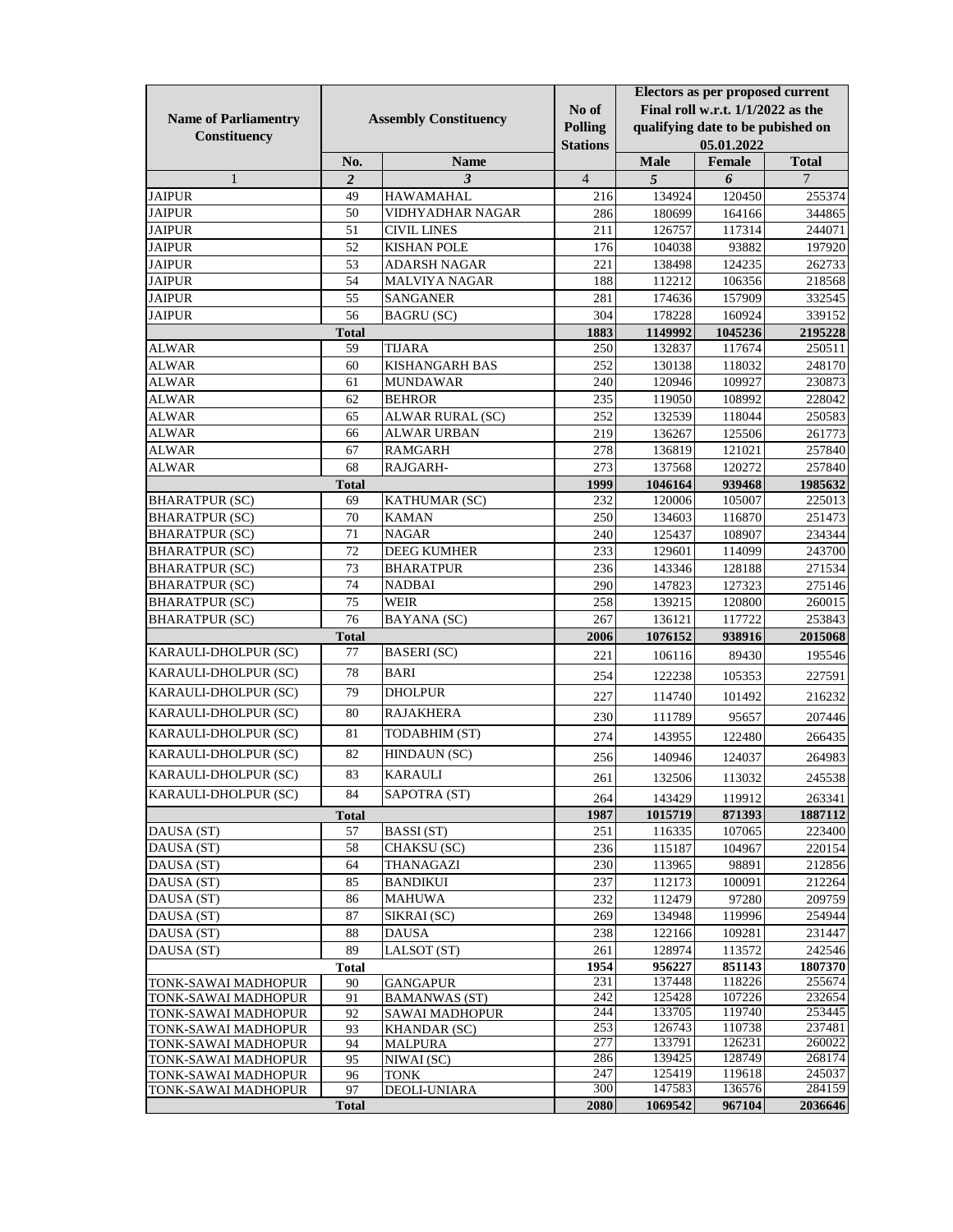| Name of Parliamentry Constituency | Assembly Constituency | | No of Polling Stations | Electors as per proposed current Final roll w.r.t. 1/1/2022 as the qualifying date to be pubished on 05.01.2022 | | |
|---|---|---|---|---|---|---|
| | No. | Name | | Male | Female | Total |
| 1 | *2* | *3* | 4 | *5* | *6* | 7 |
| JAIPUR | 49 | HAWAMAHAL | 216 | 134924 | 120450 | 255374 |
| JAIPUR | 50 | VIDHYADHAR NAGAR | 286 | 180699 | 164166 | 344865 |
| JAIPUR | 51 | CIVIL LINES | 211 | 126757 | 117314 | 244071 |
| JAIPUR | 52 | KISHAN POLE | 176 | 104038 | 93882 | 197920 |
| JAIPUR | 53 | ADARSH NAGAR | 221 | 138498 | 124235 | 262733 |
| JAIPUR | 54 | MALVIYA NAGAR | 188 | 112212 | 106356 | 218568 |
| JAIPUR | 55 | SANGANER | 281 | 174636 | 157909 | 332545 |
| JAIPUR | 56 | BAGRU (SC) | 304 | 178228 | 160924 | 339152 |
| | **Total** | | **1883** | **1149992** | **1045236** | **2195228** |
| ALWAR | 59 | TIJARA | 250 | 132837 | 117674 | 250511 |
| ALWAR | 60 | KISHANGARH BAS | 252 | 130138 | 118032 | 248170 |
| ALWAR | 61 | MUNDAWAR | 240 | 120946 | 109927 | 230873 |
| ALWAR | 62 | BEHROR | 235 | 119050 | 108992 | 228042 |
| ALWAR | 65 | ALWAR RURAL (SC) | 252 | 132539 | 118044 | 250583 |
| ALWAR | 66 | ALWAR URBAN | 219 | 136267 | 125506 | 261773 |
| ALWAR | 67 | RAMGARH | 278 | 136819 | 121021 | 257840 |
| ALWAR | 68 | RAJGARH- | 273 | 137568 | 120272 | 257840 |
| | **Total** | | **1999** | **1046164** | **939468** | **1985632** |
| BHARATPUR (SC) | 69 | KATHUMAR (SC) | 232 | 120006 | 105007 | 225013 |
| BHARATPUR (SC) | 70 | KAMAN | 250 | 134603 | 116870 | 251473 |
| BHARATPUR (SC) | 71 | NAGAR | 240 | 125437 | 108907 | 234344 |
| BHARATPUR (SC) | 72 | DEEG KUMHER | 233 | 129601 | 114099 | 243700 |
| BHARATPUR (SC) | 73 | BHARATPUR | 236 | 143346 | 128188 | 271534 |
| BHARATPUR (SC) | 74 | NADBAI | 290 | 147823 | 127323 | 275146 |
| BHARATPUR (SC) | 75 | WEIR | 258 | 139215 | 120800 | 260015 |
| BHARATPUR (SC) | 76 | BAYANA (SC) | 267 | 136121 | 117722 | 253843 |
| | **Total** | | **2006** | **1076152** | **938916** | **2015068** |
| KARAULI-DHOLPUR (SC) | 77 | BASERI (SC) | 221 | 106116 | 89430 | 195546 |
| KARAULI-DHOLPUR (SC) | 78 | BARI | 254 | 122238 | 105353 | 227591 |
| KARAULI-DHOLPUR (SC) | 79 | DHOLPUR | 227 | 114740 | 101492 | 216232 |
| KARAULI-DHOLPUR (SC) | 80 | RAJAKHERA | 230 | 111789 | 95657 | 207446 |
| KARAULI-DHOLPUR (SC) | 81 | TODABHIM (ST) | 274 | 143955 | 122480 | 266435 |
| KARAULI-DHOLPUR (SC) | 82 | HINDAUN (SC) | 256 | 140946 | 124037 | 264983 |
| KARAULI-DHOLPUR (SC) | 83 | KARAULI | 261 | 132506 | 113032 | 245538 |
| KARAULI-DHOLPUR (SC) | 84 | SAPOTRA (ST) | 264 | 143429 | 119912 | 263341 |
| | **Total** | | **1987** | **1015719** | **871393** | **1887112** |
| DAUSA (ST) | 57 | BASSI (ST) | 251 | 116335 | 107065 | 223400 |
| DAUSA (ST) | 58 | CHAKSU (SC) | 236 | 115187 | 104967 | 220154 |
| DAUSA (ST) | 64 | THANAGAZI | 230 | 113965 | 98891 | 212856 |
| DAUSA (ST) | 85 | BANDIKUI | 237 | 112173 | 100091 | 212264 |
| DAUSA (ST) | 86 | MAHUWA | 232 | 112479 | 97280 | 209759 |
| DAUSA (ST) | 87 | SIKRAI (SC) | 269 | 134948 | 119996 | 254944 |
| DAUSA (ST) | 88 | DAUSA | 238 | 122166 | 109281 | 231447 |
| DAUSA (ST) | 89 | LALSOT (ST) | 261 | 128974 | 113572 | 242546 |
| | **Total** | | **1954** | **956227** | **851143** | **1807370** |
| TONK-SAWAI MADHOPUR | 90 | GANGAPUR | 231 | 137448 | 118226 | 255674 |
| TONK-SAWAI MADHOPUR | 91 | BAMANWAS (ST) | 242 | 125428 | 107226 | 232654 |
| TONK-SAWAI MADHOPUR | 92 | SAWAI MADHOPUR | 244 | 133705 | 119740 | 253445 |
| TONK-SAWAI MADHOPUR | 93 | KHANDAR (SC) | 253 | 126743 | 110738 | 237481 |
| TONK-SAWAI MADHOPUR | 94 | MALPURA | 277 | 133791 | 126231 | 260022 |
| TONK-SAWAI MADHOPUR | 95 | NIWAI (SC) | 286 | 139425 | 128749 | 268174 |
| TONK-SAWAI MADHOPUR | 96 | TONK | 247 | 125419 | 119618 | 245037 |
| TONK-SAWAI MADHOPUR | 97 | DEOLI-UNIARA | 300 | 147583 | 136576 | 284159 |
| | **Total** | | **2080** | **1069542** | **967104** | **2036646** |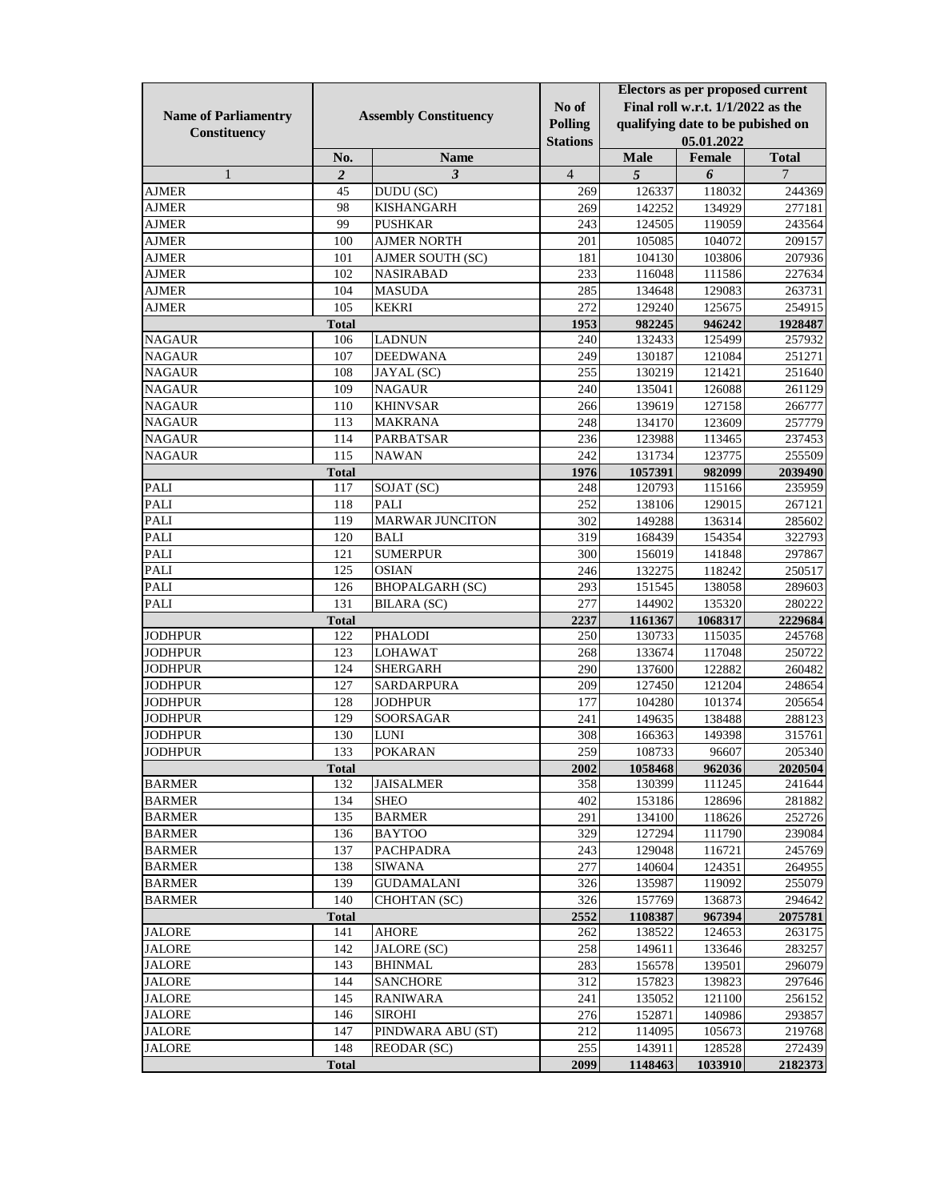| Name of Parliamentry Constituency | Assembly Constituency | | No of Polling Stations | Electors as per proposed current Final roll w.r.t. 1/1/2022 as the qualifying date to be pubished on 05.01.2022 | | |
|---|---|---|---|---|---|---|
| | No. | Name | | Male | Female | Total |
| 1 | *2* | *3* | 4 | *5* | *6* | 7 |
| AJMER | 45 | DUDU (SC) | 269 | 126337 | 118032 | 244369 |
| AJMER | 98 | KISHANGARH | 269 | 142252 | 134929 | 277181 |
| AJMER | 99 | PUSHKAR | 243 | 124505 | 119059 | 243564 |
| AJMER | 100 | AJMER NORTH | 201 | 105085 | 104072 | 209157 |
| AJMER | 101 | AJMER SOUTH (SC) | 181 | 104130 | 103806 | 207936 |
| AJMER | 102 | NASIRABAD | 233 | 116048 | 111586 | 227634 |
| AJMER | 104 | MASUDA | 285 | 134648 | 129083 | 263731 |
| AJMER | 105 | KEKRI | 272 | 129240 | 125675 | 254915 |
| | **Total** | | **1953** | **982245** | **946242** | **1928487** |
| NAGAUR | 106 | LADNUN | 240 | 132433 | 125499 | 257932 |
| NAGAUR | 107 | DEEDWANA | 249 | 130187 | 121084 | 251271 |
| NAGAUR | 108 | JAYAL (SC) | 255 | 130219 | 121421 | 251640 |
| NAGAUR | 109 | NAGAUR | 240 | 135041 | 126088 | 261129 |
| NAGAUR | 110 | KHINVSAR | 266 | 139619 | 127158 | 266777 |
| NAGAUR | 113 | MAKRANA | 248 | 134170 | 123609 | 257779 |
| NAGAUR | 114 | PARBATSAR | 236 | 123988 | 113465 | 237453 |
| NAGAUR | 115 | NAWAN | 242 | 131734 | 123775 | 255509 |
| | **Total** | | **1976** | **1057391** | **982099** | **2039490** |
| PALI | 117 | SOJAT (SC) | 248 | 120793 | 115166 | 235959 |
| PALI | 118 | PALI | 252 | 138106 | 129015 | 267121 |
| PALI | 119 | MARWAR JUNCITON | 302 | 149288 | 136314 | 285602 |
| PALI | 120 | BALI | 319 | 168439 | 154354 | 322793 |
| PALI | 121 | SUMERPUR | 300 | 156019 | 141848 | 297867 |
| PALI | 125 | OSIAN | 246 | 132275 | 118242 | 250517 |
| PALI | 126 | BHOPALGARH (SC) | 293 | 151545 | 138058 | 289603 |
| PALI | 131 | BILARA (SC) | 277 | 144902 | 135320 | 280222 |
| | **Total** | | **2237** | **1161367** | **1068317** | **2229684** |
| JODHPUR | 122 | PHALODI | 250 | 130733 | 115035 | 245768 |
| JODHPUR | 123 | LOHAWAT | 268 | 133674 | 117048 | 250722 |
| JODHPUR | 124 | SHERGARH | 290 | 137600 | 122882 | 260482 |
| JODHPUR | 127 | SARDARPURA | 209 | 127450 | 121204 | 248654 |
| JODHPUR | 128 | JODHPUR | 177 | 104280 | 101374 | 205654 |
| JODHPUR | 129 | SOORSAGAR | 241 | 149635 | 138488 | 288123 |
| JODHPUR | 130 | LUNI | 308 | 166363 | 149398 | 315761 |
| JODHPUR | 133 | POKARAN | 259 | 108733 | 96607 | 205340 |
| | **Total** | | **2002** | **1058468** | **962036** | **2020504** |
| BARMER | 132 | JAISALMER | 358 | 130399 | 111245 | 241644 |
| BARMER | 134 | SHEO | 402 | 153186 | 128696 | 281882 |
| BARMER | 135 | BARMER | 291 | 134100 | 118626 | 252726 |
| BARMER | 136 | BAYTOO | 329 | 127294 | 111790 | 239084 |
| BARMER | 137 | PACHPADRA | 243 | 129048 | 116721 | 245769 |
| BARMER | 138 | SIWANA | 277 | 140604 | 124351 | 264955 |
| BARMER | 139 | GUDAMALANI | 326 | 135987 | 119092 | 255079 |
| BARMER | 140 | CHOHTAN (SC) | 326 | 157769 | 136873 | 294642 |
| | **Total** | | **2552** | **1108387** | **967394** | **2075781** |
| JALORE | 141 | AHORE | 262 | 138522 | 124653 | 263175 |
| JALORE | 142 | JALORE (SC) | 258 | 149611 | 133646 | 283257 |
| JALORE | 143 | BHINMAL | 283 | 156578 | 139501 | 296079 |
| JALORE | 144 | SANCHORE | 312 | 157823 | 139823 | 297646 |
| JALORE | 145 | RANIWARA | 241 | 135052 | 121100 | 256152 |
| JALORE | 146 | SIROHI | 276 | 152871 | 140986 | 293857 |
| JALORE | 147 | PINDWARA ABU (ST) | 212 | 114095 | 105673 | 219768 |
| JALORE | 148 | REODAR (SC) | 255 | 143911 | 128528 | 272439 |
| | **Total** | | **2099** | **1148463** | **1033910** | **2182373** |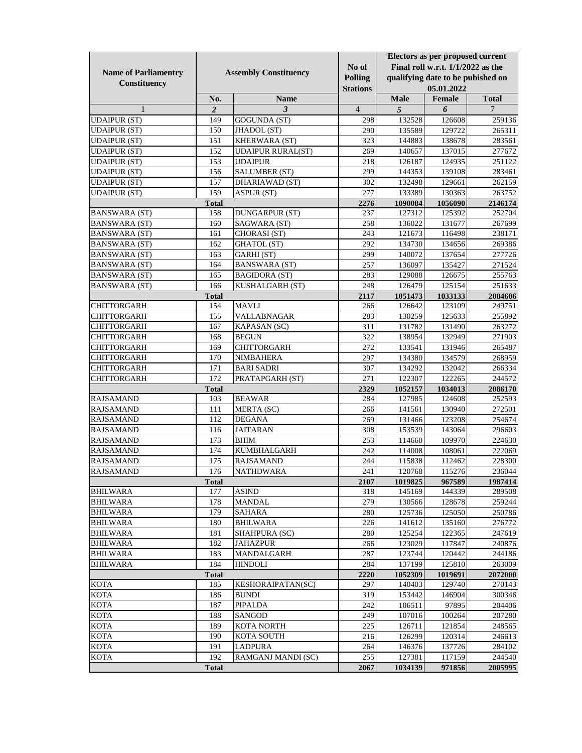| Name of Parliamentry Constituency | Assembly Constituency | | No of Polling Stations | Electors as per proposed current Final roll w.r.t. 1/1/2022 as the qualifying date to be pubished on 05.01.2022 | | |
|---|---|---|---|---|---|---|
| | No. | Name | | Male | Female | Total |
| 1 | *2* | *3* | 4 | *5* | *6* | 7 |
| UDAIPUR (ST) | 149 | GOGUNDA (ST) | 298 | 132528 | 126608 | 259136 |
| UDAIPUR (ST) | 150 | JHADOL (ST) | 290 | 135589 | 129722 | 265311 |
| UDAIPUR (ST) | 151 | KHERWARA (ST) | 323 | 144883 | 138678 | 283561 |
| UDAIPUR (ST) | 152 | UDAIPUR RURAL(ST) | 269 | 140657 | 137015 | 277672 |
| UDAIPUR (ST) | 153 | UDAIPUR | 218 | 126187 | 124935 | 251122 |
| UDAIPUR (ST) | 156 | SALUMBER (ST) | 299 | 144353 | 139108 | 283461 |
| UDAIPUR (ST) | 157 | DHARIAWAD (ST) | 302 | 132498 | 129661 | 262159 |
| UDAIPUR (ST) | 159 | ASPUR (ST) | 277 | 133389 | 130363 | 263752 |
| | **Total** | | **2276** | **1090084** | **1056090** | **2146174** |
| BANSWARA (ST) | 158 | DUNGARPUR (ST) | 237 | 127312 | 125392 | 252704 |
| BANSWARA (ST) | 160 | SAGWARA (ST) | 258 | 136022 | 131677 | 267699 |
| BANSWARA (ST) | 161 | CHORASI (ST) | 243 | 121673 | 116498 | 238171 |
| BANSWARA (ST) | 162 | GHATOL (ST) | 292 | 134730 | 134656 | 269386 |
| BANSWARA (ST) | 163 | GARHI (ST) | 299 | 140072 | 137654 | 277726 |
| BANSWARA (ST) | 164 | BANSWARA (ST) | 257 | 136097 | 135427 | 271524 |
| BANSWARA (ST) | 165 | BAGIDORA (ST) | 283 | 129088 | 126675 | 255763 |
| BANSWARA (ST) | 166 | KUSHALGARH (ST) | 248 | 126479 | 125154 | 251633 |
| | **Total** | | **2117** | **1051473** | **1033133** | **2084606** |
| CHITTORGARH | 154 | MAVLI | 266 | 126642 | 123109 | 249751 |
| CHITTORGARH | 155 | VALLABNAGAR | 283 | 130259 | 125633 | 255892 |
| CHITTORGARH | 167 | KAPASAN (SC) | 311 | 131782 | 131490 | 263272 |
| CHITTORGARH | 168 | BEGUN | 322 | 138954 | 132949 | 271903 |
| CHITTORGARH | 169 | CHITTORGARH | 272 | 133541 | 131946 | 265487 |
| CHITTORGARH | 170 | NIMBAHERA | 297 | 134380 | 134579 | 268959 |
| CHITTORGARH | 171 | BARI SADRI | 307 | 134292 | 132042 | 266334 |
| CHITTORGARH | 172 | PRATAPGARH (ST) | 271 | 122307 | 122265 | 244572 |
| | **Total** | | **2329** | **1052157** | **1034013** | **2086170** |
| RAJSAMAND | 103 | BEAWAR | 284 | 127985 | 124608 | 252593 |
| RAJSAMAND | 111 | MERTA (SC) | 266 | 141561 | 130940 | 272501 |
| RAJSAMAND | 112 | DEGANA | 269 | 131466 | 123208 | 254674 |
| RAJSAMAND | 116 | JAITARAN | 308 | 153539 | 143064 | 296603 |
| RAJSAMAND | 173 | BHIM | 253 | 114660 | 109970 | 224630 |
| RAJSAMAND | 174 | KUMBHALGARH | 242 | 114008 | 108061 | 222069 |
| RAJSAMAND | 175 | RAJSAMAND | 244 | 115838 | 112462 | 228300 |
| RAJSAMAND | 176 | NATHDWARA | 241 | 120768 | 115276 | 236044 |
| | **Total** | | **2107** | **1019825** | **967589** | **1987414** |
| BHILWARA | 177 | ASIND | 318 | 145169 | 144339 | 289508 |
| BHILWARA | 178 | MANDAL | 279 | 130566 | 128678 | 259244 |
| BHILWARA | 179 | SAHARA | 280 | 125736 | 125050 | 250786 |
| BHILWARA | 180 | BHILWARA | 226 | 141612 | 135160 | 276772 |
| BHILWARA | 181 | SHAHPURA (SC) | 280 | 125254 | 122365 | 247619 |
| BHILWARA | 182 | JAHAZPUR | 266 | 123029 | 117847 | 240876 |
| BHILWARA | 183 | MANDALGARH | 287 | 123744 | 120442 | 244186 |
| BHILWARA | 184 | HINDOLI | 284 | 137199 | 125810 | 263009 |
| | **Total** | | **2220** | **1052309** | **1019691** | **2072000** |
| KOTA | 185 | KESHORAIPATAN(SC) | 297 | 140403 | 129740 | 270143 |
| KOTA | 186 | BUNDI | 319 | 153442 | 146904 | 300346 |
| KOTA | 187 | PIPALDA | 242 | 106511 | 97895 | 204406 |
| KOTA | 188 | SANGOD | 249 | 107016 | 100264 | 207280 |
| KOTA | 189 | KOTA NORTH | 225 | 126711 | 121854 | 248565 |
| KOTA | 190 | KOTA SOUTH | 216 | 126299 | 120314 | 246613 |
| KOTA | 191 | LADPURA | 264 | 146376 | 137726 | 284102 |
| KOTA | 192 | RAMGANJ MANDI (SC) | 255 | 127381 | 117159 | 244540 |
| | **Total** | | **2067** | **1034139** | **971856** | **2005995** |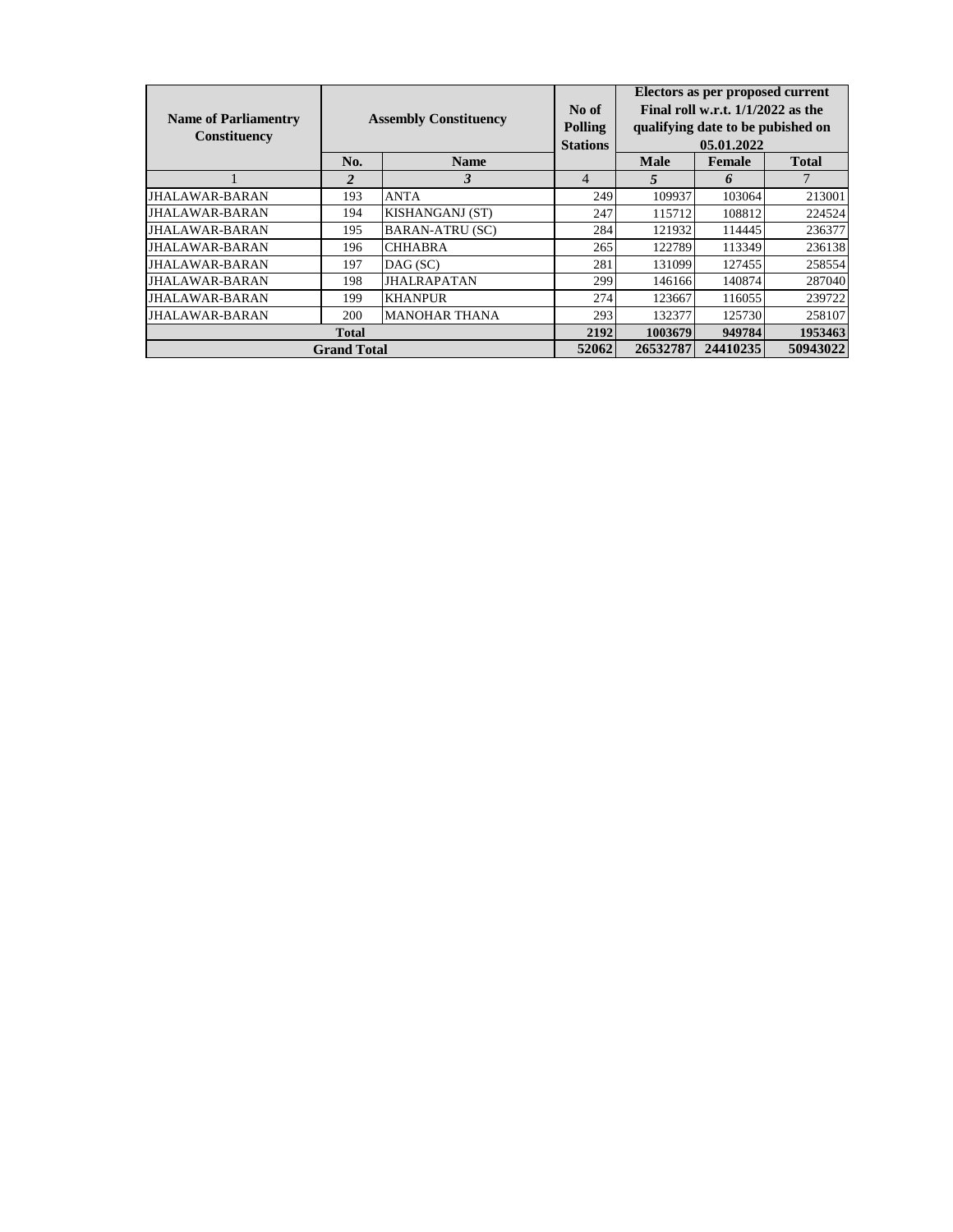| Name of Parliamentry Constituency | Assembly Constituency | | No of Polling Stations | Electors as per proposed current Final roll w.r.t. 1/1/2022 as the qualifying date to be pubished on 05.01.2022 | | |
|---|---|---|---|---|---|---|
| | No. | Name | | Male | Female | Total |
| 1 | *2* | *3* | 4 | *5* | *6* | 7 |
| JHALAWAR-BARAN | 193 | ANTA | 249 | 109937 | 103064 | 213001 |
| JHALAWAR-BARAN | 194 | KISHANGANJ (ST) | 247 | 115712 | 108812 | 224524 |
| JHALAWAR-BARAN | 195 | BARAN-ATRU (SC) | 284 | 121932 | 114445 | 236377 |
| JHALAWAR-BARAN | 196 | CHHABRA | 265 | 122789 | 113349 | 236138 |
| JHALAWAR-BARAN | 197 | DAG (SC) | 281 | 131099 | 127455 | 258554 |
| JHALAWAR-BARAN | 198 | JHALRAPATAN | 299 | 146166 | 140874 | 287040 |
| JHALAWAR-BARAN | 199 | KHANPUR | 274 | 123667 | 116055 | 239722 |
| JHALAWAR-BARAN | 200 | MANOHAR THANA | 293 | 132377 | 125730 | 258107 |
| **Total** | | | **2192** | **1003679** | **949784** | **1953463** |
| **Grand Total** | | | **52062** | **26532787** | **24410235** | **50943022** |